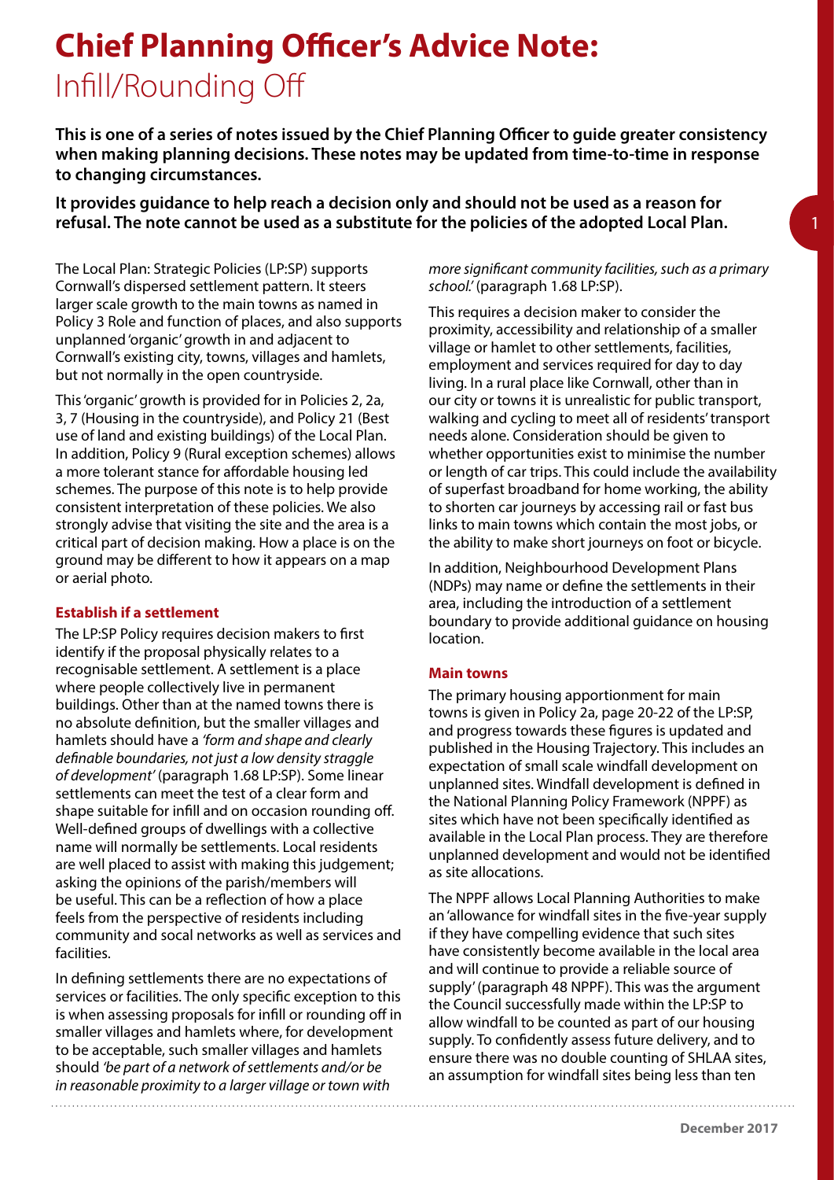# Chief Planning Officer's Advice Note: Infill/Rounding Off

**This is one of a series of notes issued by the Chief Planning Officer to guide greater consistency when making planning decisions. These notes may be updated from time-to-time in response to changing circumstances.**

**It provides guidance to help reach a decision only and should not be used as a reason for refusal. The note cannot be used as a substitute for the policies of the adopted Local Plan.**

The Local Plan: Strategic Policies (LP:SP) supports Cornwall's dispersed settlement pattern. It steers larger scale growth to the main towns as named in Policy 3 Role and function of places, and also supports unplanned 'organic' growth in and adjacent to Cornwall's existing city, towns, villages and hamlets, but not normally in the open countryside.

This 'organic' growth is provided for in Policies 2, 2a, 3, 7 (Housing in the countryside), and Policy 21 (Best use of land and existing buildings) of the Local Plan. In addition, Policy 9 (Rural exception schemes) allows a more tolerant stance for affordable housing led schemes. The purpose of this note is to help provide consistent interpretation of these policies. We also strongly advise that visiting the site and the area is a critical part of decision making. How a place is on the ground may be different to how it appears on a map or aerial photo.

## Establish if a settlement

The LP:SP Policy requires decision makers to first identify if the proposal physically relates to a recognisable settlement. A settlement is a place where people collectively live in permanent buildings. Other than at the named towns there is no absolute definition, but the smaller villages and hamlets should have a *'form and shape and clearly definable boundaries, not just a low density straggle of development'* (paragraph 1.68 LP:SP). Some linear settlements can meet the test of a clear form and shape suitable for infill and on occasion rounding off. Well-defined groups of dwellings with a collective name will normally be settlements. Local residents are well placed to assist with making this judgement; asking the opinions of the parish/members will be useful. This can be a reflection of how a place feels from the perspective of residents including community and socal networks as well as services and facilities.

In defining settlements there are no expectations of services or facilities. The only specific exception to this is when assessing proposals for infill or rounding off in smaller villages and hamlets where, for development to be acceptable, such smaller villages and hamlets should *'be part of a network of settlements and/or be in reasonable proximity to a larger village or town with more significant community facilities, such as a primary school.'* (paragraph 1.68 LP:SP).

This requires a decision maker to consider the proximity, accessibility and relationship of a smaller village or hamlet to other settlements, facilities, employment and services required for day to day living. In a rural place like Cornwall, other than in our city or towns it is unrealistic for public transport, walking and cycling to meet all of residents' transport needs alone. Consideration should be given to whether opportunities exist to minimise the number or length of car trips. This could include the availability of superfast broadband for home working, the ability to shorten car journeys by accessing rail or fast bus links to main towns which contain the most jobs, or the ability to make short journeys on foot or bicycle.

In addition, Neighbourhood Development Plans (NDPs) may name or define the settlements in their area, including the introduction of a settlement boundary to provide additional guidance on housing location.

## Main towns

The primary housing apportionment for main towns is given in Policy 2a, page 20-22 of the LP:SP, and progress towards these figures is updated and published in the Housing Trajectory. This includes an expectation of small scale windfall development on unplanned sites. Windfall development is defined in the National Planning Policy Framework (NPPF) as sites which have not been specifically identified as available in the Local Plan process. They are therefore unplanned development and would not be identified as site allocations.

The NPPF allows Local Planning Authorities to make an 'allowance for windfall sites in the five-year supply if they have compelling evidence that such sites have consistently become available in the local area and will continue to provide a reliable source of supply' (paragraph 48 NPPF). This was the argument the Council successfully made within the LP:SP to allow windfall to be counted as part of our housing supply. To confidently assess future delivery, and to ensure there was no double counting of SHLAA sites, an assumption for windfall sites being less than ten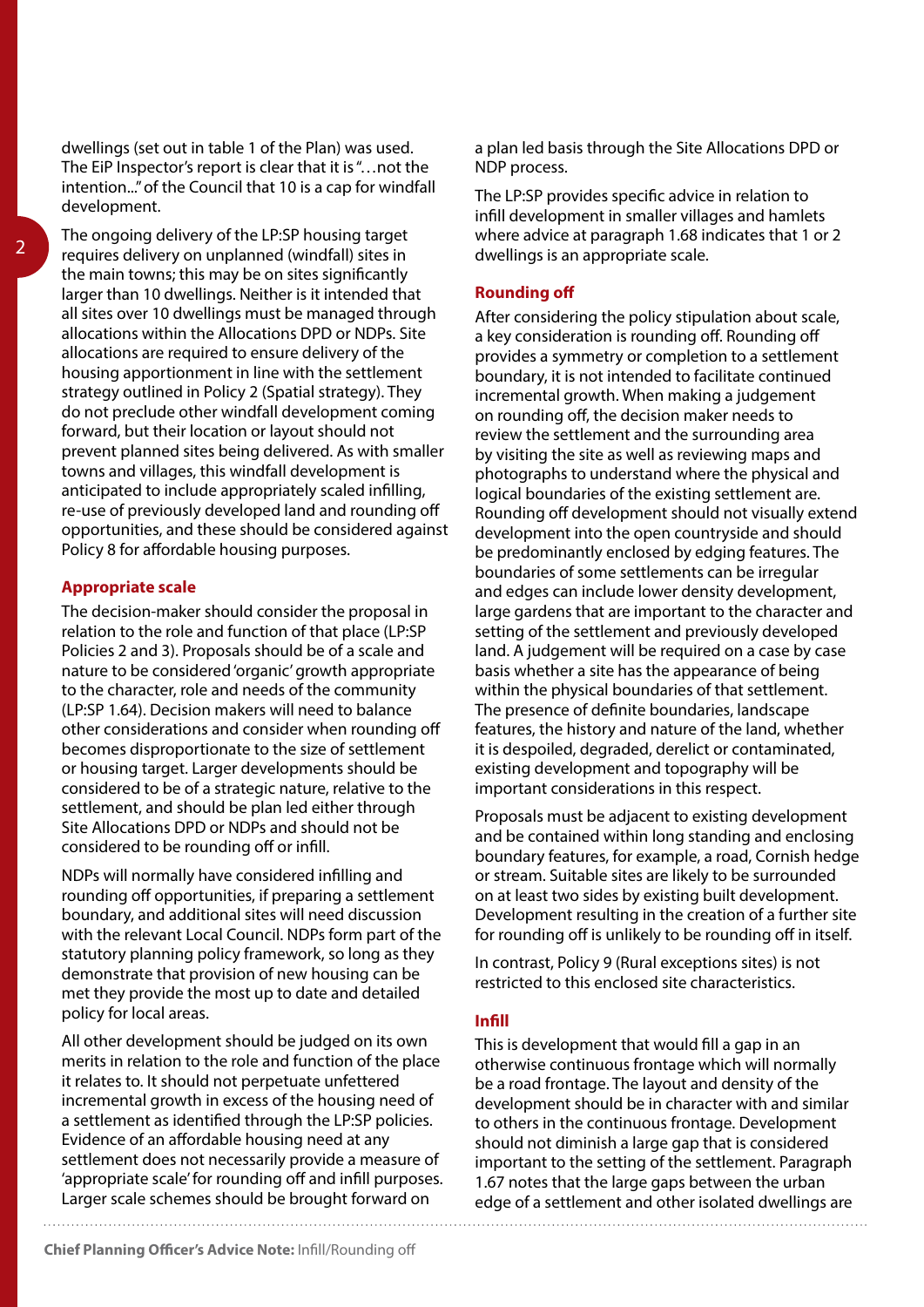dwellings (set out in table 1 of the Plan) was used. The EiP Inspector's report is clear that it is "…not the intention..." of the Council that 10 is a cap for windfall development.

The ongoing delivery of the LP:SP housing target requires delivery on unplanned (windfall) sites in the main towns; this may be on sites significantly larger than 10 dwellings. Neither is it intended that all sites over 10 dwellings must be managed through allocations within the Allocations DPD or NDPs. Site allocations are required to ensure delivery of the housing apportionment in line with the settlement strategy outlined in Policy 2 (Spatial strategy). They do not preclude other windfall development coming forward, but their location or layout should not prevent planned sites being delivered. As with smaller towns and villages, this windfall development is anticipated to include appropriately scaled infilling, re-use of previously developed land and rounding off opportunities, and these should be considered against Policy 8 for affordable housing purposes.

## Appropriate scale

The decision-maker should consider the proposal in relation to the role and function of that place (LP:SP Policies 2 and 3). Proposals should be of a scale and nature to be considered 'organic' growth appropriate to the character, role and needs of the community (LP:SP 1.64). Decision makers will need to balance other considerations and consider when rounding off becomes disproportionate to the size of settlement or housing target. Larger developments should be considered to be of a strategic nature, relative to the settlement, and should be plan led either through Site Allocations DPD or NDPs and should not be considered to be rounding off or infill.

NDPs will normally have considered infilling and rounding off opportunities, if preparing a settlement boundary, and additional sites will need discussion with the relevant Local Council. NDPs form part of the statutory planning policy framework, so long as they demonstrate that provision of new housing can be met they provide the most up to date and detailed policy for local areas.

All other development should be judged on its own merits in relation to the role and function of the place it relates to. It should not perpetuate unfettered incremental growth in excess of the housing need of a settlement as identified through the LP:SP policies. Evidence of an affordable housing need at any settlement does not necessarily provide a measure of 'appropriate scale' for rounding off and infill purposes. Larger scale schemes should be brought forward on a plan led basis through the Site Allocations DPD or NDP process.

The LP:SP provides specific advice in relation to infill development in smaller villages and hamlets where advice at paragraph 1.68 indicates that 1 or 2 dwellings is an appropriate scale.

## Rounding off

After considering the policy stipulation about scale, a key consideration is rounding off. Rounding off provides a symmetry or completion to a settlement boundary, it is not intended to facilitate continued incremental growth. When making a judgement on rounding off, the decision maker needs to review the settlement and the surrounding area by visiting the site as well as reviewing maps and photographs to understand where the physical and logical boundaries of the existing settlement are. Rounding off development should not visually extend development into the open countryside and should be predominantly enclosed by edging features. The boundaries of some settlements can be irregular and edges can include lower density development, large gardens that are important to the character and setting of the settlement and previously developed land. A judgement will be required on a case by case basis whether a site has the appearance of being within the physical boundaries of that settlement. The presence of definite boundaries, landscape features, the history and nature of the land, whether it is despoiled, degraded, derelict or contaminated, existing development and topography will be important considerations in this respect.

Proposals must be adjacent to existing development and be contained within long standing and enclosing boundary features, for example, a road, Cornish hedge or stream. Suitable sites are likely to be surrounded on at least two sides by existing built development. Development resulting in the creation of a further site for rounding off is unlikely to be rounding off in itself.

In contrast, Policy 9 (Rural exceptions sites) is not restricted to this enclosed site characteristics.

## Infill

This is development that would fill a gap in an otherwise continuous frontage which will normally be a road frontage. The layout and density of the development should be in character with and similar to others in the continuous frontage. Development should not diminish a large gap that is considered important to the setting of the settlement. Paragraph 1.67 notes that the large gaps between the urban edge of a settlement and other isolated dwellings are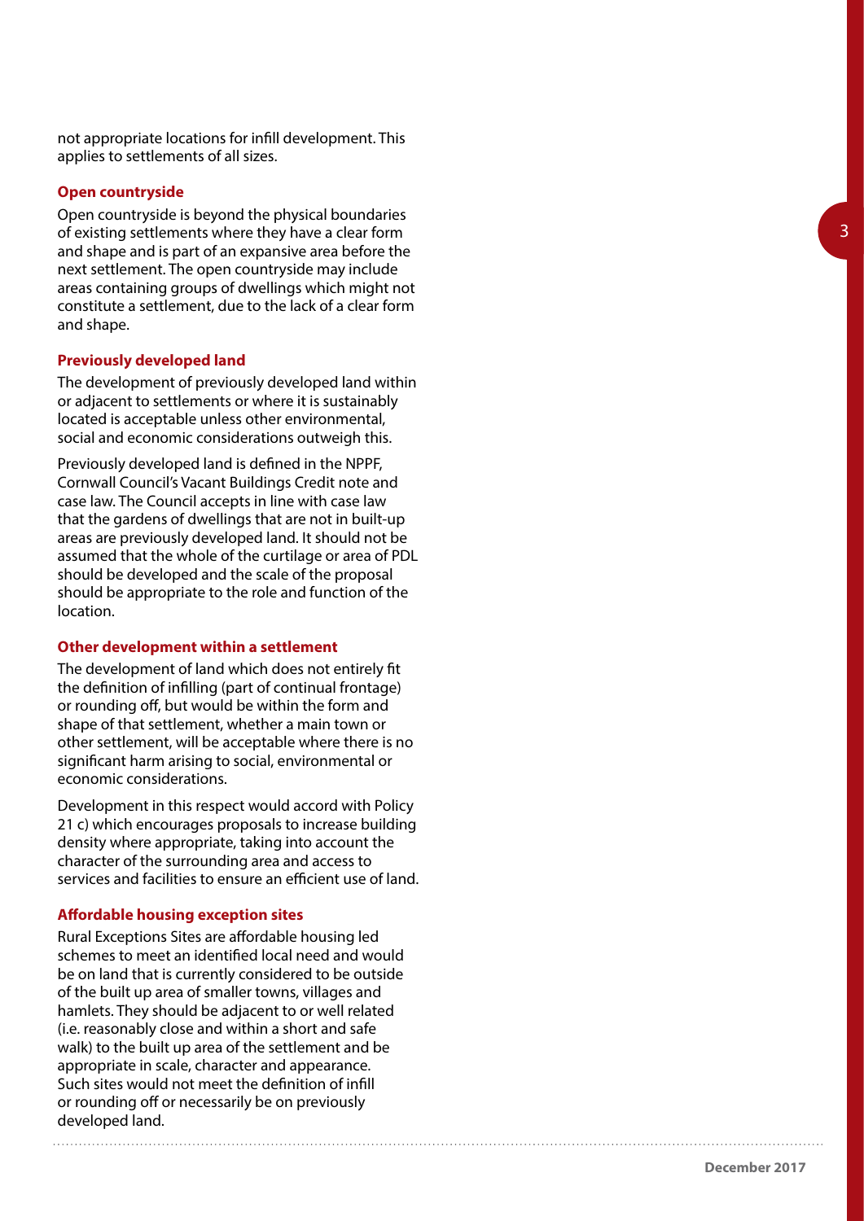not appropriate locations for infill development. This applies to settlements of all sizes.

### Open countryside

Open countryside is beyond the physical boundaries of existing settlements where they have a clear form and shape and is part of an expansive area before the next settlement. The open countryside may include areas containing groups of dwellings which might not constitute a settlement, due to the lack of a clear form and shape.

### Previously developed land

The development of previously developed land within or adjacent to settlements or where it is sustainably located is acceptable unless other environmental, social and economic considerations outweigh this.

Previously developed land is defined in the NPPF, Cornwall Council's Vacant Buildings Credit note and case law. The Council accepts in line with case law that the gardens of dwellings that are not in built-up areas are previously developed land. It should not be assumed that the whole of the curtilage or area of PDL should be developed and the scale of the proposal should be appropriate to the role and function of the location.

### Other development within a settlement

The development of land which does not entirely fit the definition of infilling (part of continual frontage) or rounding off, but would be within the form and shape of that settlement, whether a main town or other settlement, will be acceptable where there is no significant harm arising to social, environmental or economic considerations.

Development in this respect would accord with Policy 21 c) which encourages proposals to increase building density where appropriate, taking into account the character of the surrounding area and access to services and facilities to ensure an efficient use of land.

### Affordable housing exception sites

Rural Exceptions Sites are affordable housing led schemes to meet an identified local need and would be on land that is currently considered to be outside of the built up area of smaller towns, villages and hamlets. They should be adjacent to or well related (i.e. reasonably close and within a short and safe walk) to the built up area of the settlement and be appropriate in scale, character and appearance. Such sites would not meet the definition of infill or rounding off or necessarily be on previously developed land.